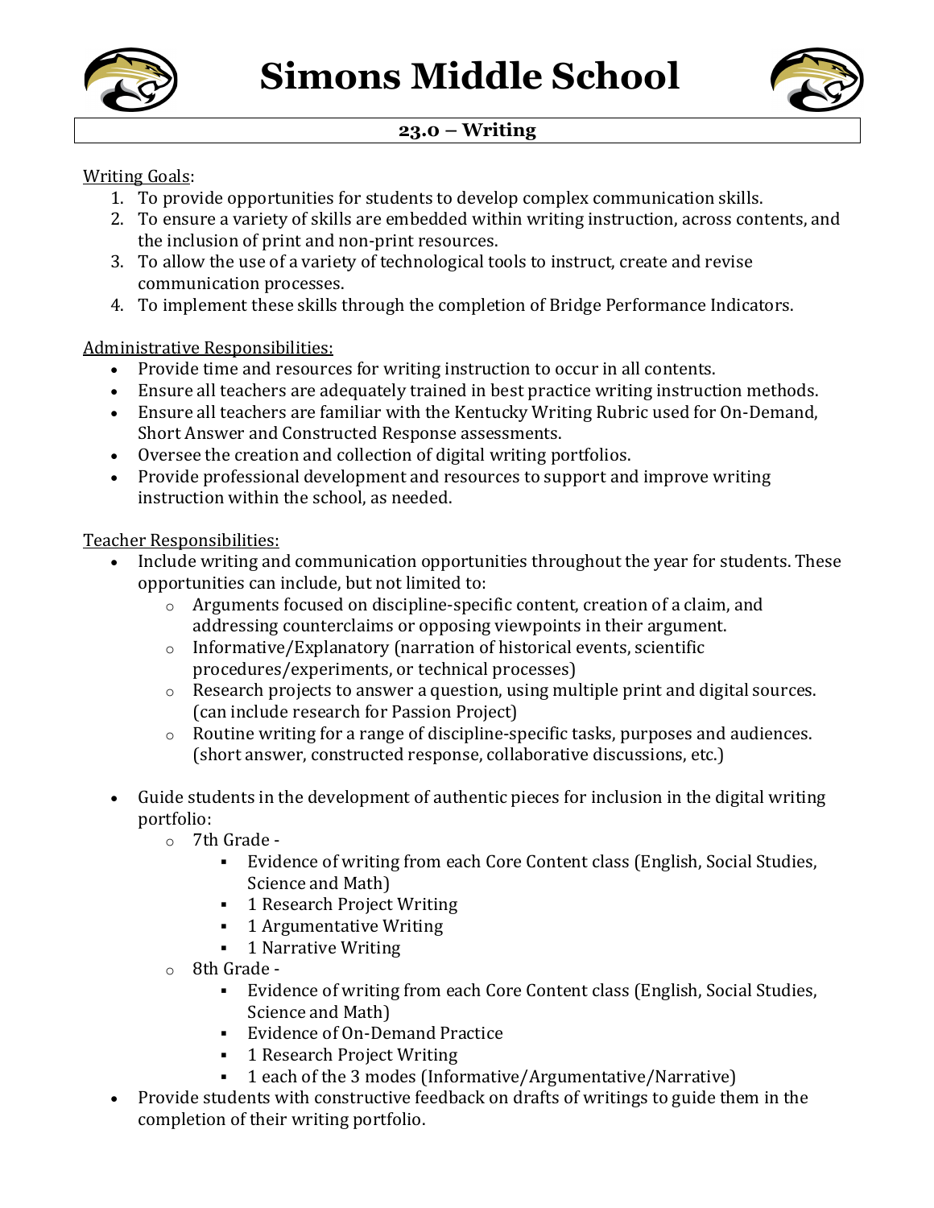# Simons Middle School

## 23.0 – Writing

Writing Goals:

1. To provide opportunities for students to develop complex communication skills.
2. To ensure a variety of skills are embedded within writing instruction, across contents, and the inclusion of print and non-print resources.
3. To allow the use of a variety of technological tools to instruct, create and revise communication processes.
4. To implement these skills through the completion of Bridge Performance Indicators.

Administrative Responsibilities:

- Provide time and resources for writing instruction to occur in all contents.
- Ensure all teachers are adequately trained in best practice writing instruction methods.
- Ensure all teachers are familiar with the Kentucky Writing Rubric used for On-Demand, Short Answer and Constructed Response assessments.
- Oversee the creation and collection of digital writing portfolios.
- Provide professional development and resources to support and improve writing instruction within the school, as needed.

Teacher Responsibilities:

- Include writing and communication opportunities throughout the year for students. These opportunities can include, but not limited to:
  - Arguments focused on discipline-specific content, creation of a claim, and addressing counterclaims or opposing viewpoints in their argument.
  - Informative/Explanatory (narration of historical events, scientific procedures/experiments, or technical processes)
  - Research projects to answer a question, using multiple print and digital sources. (can include research for Passion Project)
  - Routine writing for a range of discipline-specific tasks, purposes and audiences. (short answer, constructed response, collaborative discussions, etc.)

- Guide students in the development of authentic pieces for inclusion in the digital writing portfolio:
  - 7th Grade -
    - Evidence of writing from each Core Content class (English, Social Studies, Science and Math)
    - 1 Research Project Writing
    - 1 Argumentative Writing
    - 1 Narrative Writing
  - 8th Grade -
    - Evidence of writing from each Core Content class (English, Social Studies, Science and Math)
    - Evidence of On-Demand Practice
    - 1 Research Project Writing
    - 1 each of the 3 modes (Informative/Argumentative/Narrative)
- Provide students with constructive feedback on drafts of writings to guide them in the completion of their writing portfolio.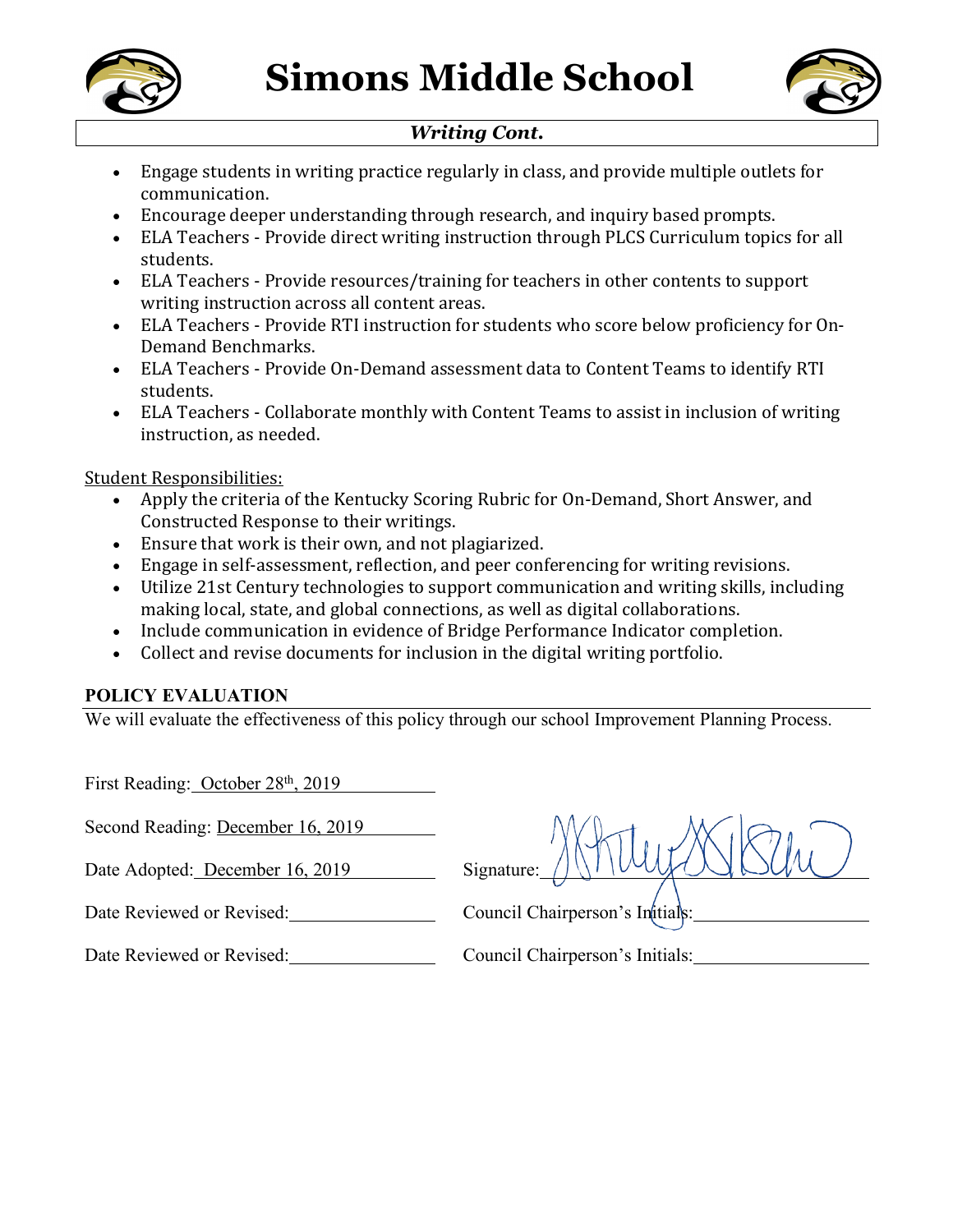# Simons Middle School

## *Writing Cont.*

- Engage students in writing practice regularly in class, and provide multiple outlets for communication.
- Encourage deeper understanding through research, and inquiry based prompts.
- ELA Teachers - Provide direct writing instruction through PLCS Curriculum topics for all students.
- ELA Teachers - Provide resources/training for teachers in other contents to support writing instruction across all content areas.
- ELA Teachers - Provide RTI instruction for students who score below proficiency for On-Demand Benchmarks.
- ELA Teachers - Provide On-Demand assessment data to Content Teams to identify RTI students.
- ELA Teachers - Collaborate monthly with Content Teams to assist in inclusion of writing instruction, as needed.

Student Responsibilities:

- Apply the criteria of the Kentucky Scoring Rubric for On-Demand, Short Answer, and Constructed Response to their writings.
- Ensure that work is their own, and not plagiarized.
- Engage in self-assessment, reflection, and peer conferencing for writing revisions.
- Utilize 21st Century technologies to support communication and writing skills, including making local, state, and global connections, as well as digital collaborations.
- Include communication in evidence of Bridge Performance Indicator completion.
- Collect and revise documents for inclusion in the digital writing portfolio.

**POLICY EVALUATION**

We will evaluate the effectiveness of this policy through our school Improvement Planning Process.

First Reading: October 28th, 2019

Second Reading: December 16, 2019

Date Adopted: December 16, 2019

Signature: [signature]

Date Reviewed or Revised: ________________ Council Chairperson's Initials: ________________

Date Reviewed or Revised: ________________ Council Chairperson's Initials: ________________